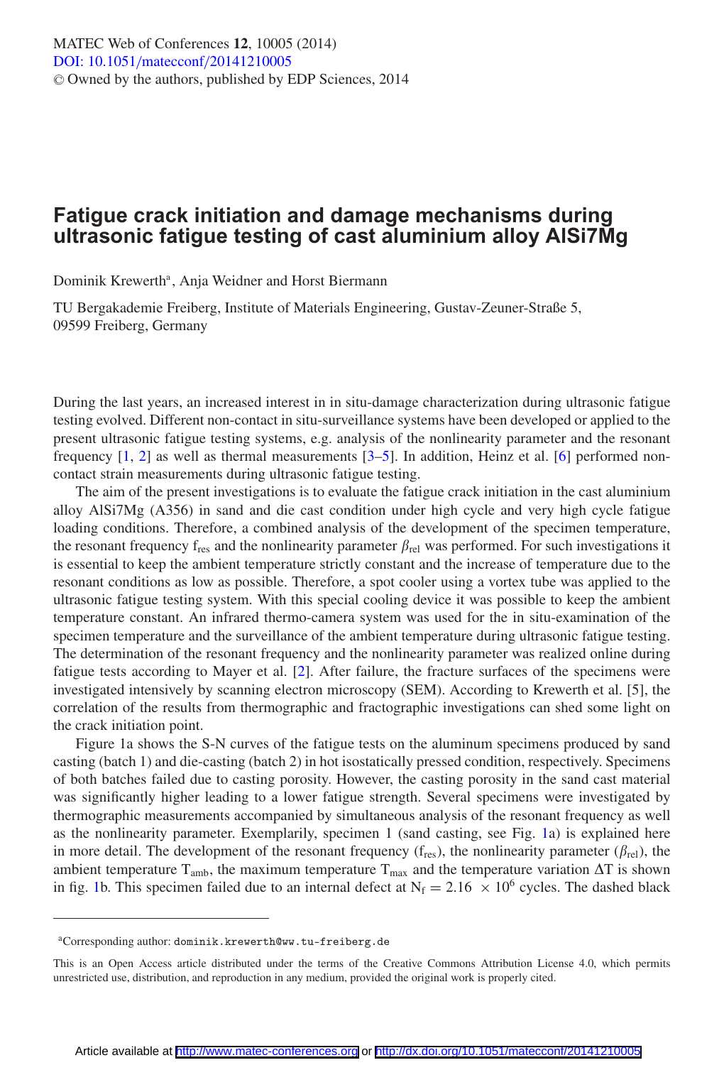# Fatigue crack initiation and damage mechanisms during ultrasonic fatigue testing of cast aluminium alloy AlSi7Mg

Dominik Krewerth[a], Anja Weidner and Horst Biermann

TU Bergakademie Freiberg, Institute of Materials Engineering, Gustav-Zeuner-Straße 5, 09599 Freiberg, Germany

During the last years, an increased interest in in situ-damage characterization during ultrasonic fatigue testing evolved. Different non-contact in situ-surveillance systems have been developed or applied to the present ultrasonic fatigue testing systems, e.g. analysis of the nonlinearity parameter and the resonant frequency [1, 2] as well as thermal measurements [3–5]. In addition, Heinz et al. [6] performed non-contact strain measurements during ultrasonic fatigue testing.

The aim of the present investigations is to evaluate the fatigue crack initiation in the cast aluminium alloy AlSi7Mg (A356) in sand and die cast condition under high cycle and very high cycle fatigue loading conditions. Therefore, a combined analysis of the development of the specimen temperature, the resonant frequency $f_{res}$ and the nonlinearity parameter $\beta_{rel}$ was performed. For such investigations it is essential to keep the ambient temperature strictly constant and the increase of temperature due to the resonant conditions as low as possible. Therefore, a spot cooler using a vortex tube was applied to the ultrasonic fatigue testing system. With this special cooling device it was possible to keep the ambient temperature constant. An infrared thermo-camera system was used for the in situ-examination of the specimen temperature and the surveillance of the ambient temperature during ultrasonic fatigue testing. The determination of the resonant frequency and the nonlinearity parameter was realized online during fatigue tests according to Mayer et al. [2]. After failure, the fracture surfaces of the specimens were investigated intensively by scanning electron microscopy (SEM). According to Krewerth et al. [5], the correlation of the results from thermographic and fractographic investigations can shed some light on the crack initiation point.

Figure 1a shows the S-N curves of the fatigue tests on the aluminum specimens produced by sand casting (batch 1) and die-casting (batch 2) in hot isostatically pressed condition, respectively. Specimens of both batches failed due to casting porosity. However, the casting porosity in the sand cast material was significantly higher leading to a lower fatigue strength. Several specimens were investigated by thermographic measurements accompanied by simultaneous analysis of the resonant frequency as well as the nonlinearity parameter. Exemplarily, specimen 1 (sand casting, see Fig. 1a) is explained here in more detail. The development of the resonant frequency ($f_{res}$), the nonlinearity parameter ($\beta_{rel}$), the ambient temperature $T_{amb}$, the maximum temperature $T_{max}$ and the temperature variation $\Delta T$ is shown in fig. 1b. This specimen failed due to an internal defect at $N_f = 2.16 \times 10^6$ cycles. The dashed black

[a]Corresponding author: dominik.krewerth@ww.tu-freiberg.de

This is an Open Access article distributed under the terms of the Creative Commons Attribution License 4.0, which permits unrestricted use, distribution, and reproduction in any medium, provided the original work is properly cited.

Article available at http://www.matec-conferences.org or http://dx.doi.org/10.1051/matecconf/20141210005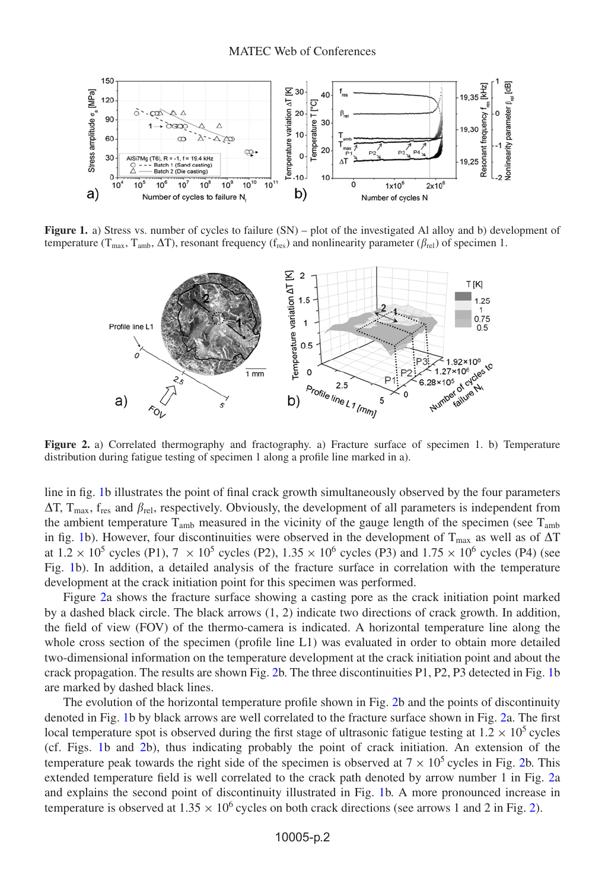**Figure 1.** a) Stress vs. number of cycles to failure (SN) – plot of the investigated Al alloy and b) development of temperature ($T_{max}$, $T_{amb}$, $\Delta T$), resonant frequency ($f_{res}$) and nonlinearity parameter ($\beta_{rel}$) of specimen 1.

**Figure 2.** a) Correlated thermography and fractography. a) Fracture surface of specimen 1. b) Temperature distribution during fatigue testing of specimen 1 along a profile line marked in a).

line in fig. 1b illustrates the point of final crack growth simultaneously observed by the four parameters $\Delta T$, $T_{max}$, $f_{res}$ and $\beta_{rel}$, respectively. Obviously, the development of all parameters is independent from the ambient temperature $T_{amb}$ measured in the vicinity of the gauge length of the specimen (see $T_{amb}$ in fig. 1b). However, four discontinuities were observed in the development of $T_{max}$ as well as of $\Delta T$ at $1.2 \times 10^5$ cycles (P1), $7 \times 10^5$ cycles (P2), $1.35 \times 10^6$ cycles (P3) and $1.75 \times 10^6$ cycles (P4) (see Fig. 1b). In addition, a detailed analysis of the fracture surface in correlation with the temperature development at the crack initiation point for this specimen was performed.

Figure 2a shows the fracture surface showing a casting pore as the crack initiation point marked by a dashed black circle. The black arrows (1, 2) indicate two directions of crack growth. In addition, the field of view (FOV) of the thermo-camera is indicated. A horizontal temperature line along the whole cross section of the specimen (profile line L1) was evaluated in order to obtain more detailed two-dimensional information on the temperature development at the crack initiation point and about the crack propagation. The results are shown Fig. 2b. The three discontinuities P1, P2, P3 detected in Fig. 1b are marked by dashed black lines.

The evolution of the horizontal temperature profile shown in Fig. 2b and the points of discontinuity denoted in Fig. 1b by black arrows are well correlated to the fracture surface shown in Fig. 2a. The first local temperature spot is observed during the first stage of ultrasonic fatigue testing at $1.2 \times 10^5$ cycles (cf. Figs. 1b and 2b), thus indicating probably the point of crack initiation. An extension of the temperature peak towards the right side of the specimen is observed at $7 \times 10^5$ cycles in Fig. 2b. This extended temperature field is well correlated to the crack path denoted by arrow number 1 in Fig. 2a and explains the second point of discontinuity illustrated in Fig. 1b. A more pronounced increase in temperature is observed at $1.35 \times 10^6$ cycles on both crack directions (see arrows 1 and 2 in Fig. 2).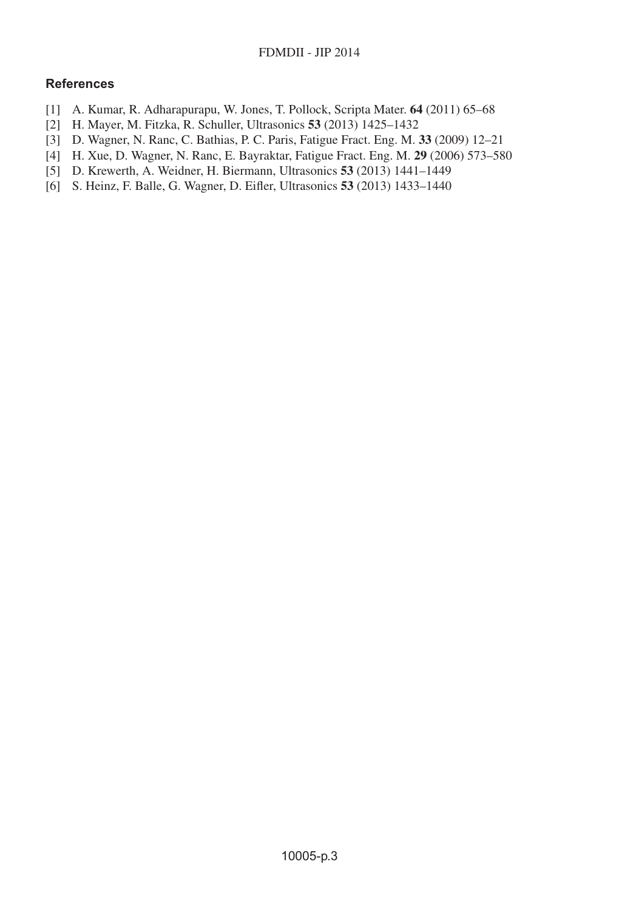## References

[1] A. Kumar, R. Adharapurapu, W. Jones, T. Pollock, Scripta Mater. **64** (2011) 65–68

[2] H. Mayer, M. Fitzka, R. Schuller, Ultrasonics **53** (2013) 1425–1432

[3] D. Wagner, N. Ranc, C. Bathias, P. C. Paris, Fatigue Fract. Eng. M. **33** (2009) 12–21

[4] H. Xue, D. Wagner, N. Ranc, E. Bayraktar, Fatigue Fract. Eng. M. **29** (2006) 573–580

[5] D. Krewerth, A. Weidner, H. Biermann, Ultrasonics **53** (2013) 1441–1449

[6] S. Heinz, F. Balle, G. Wagner, D. Eifler, Ultrasonics **53** (2013) 1433–1440